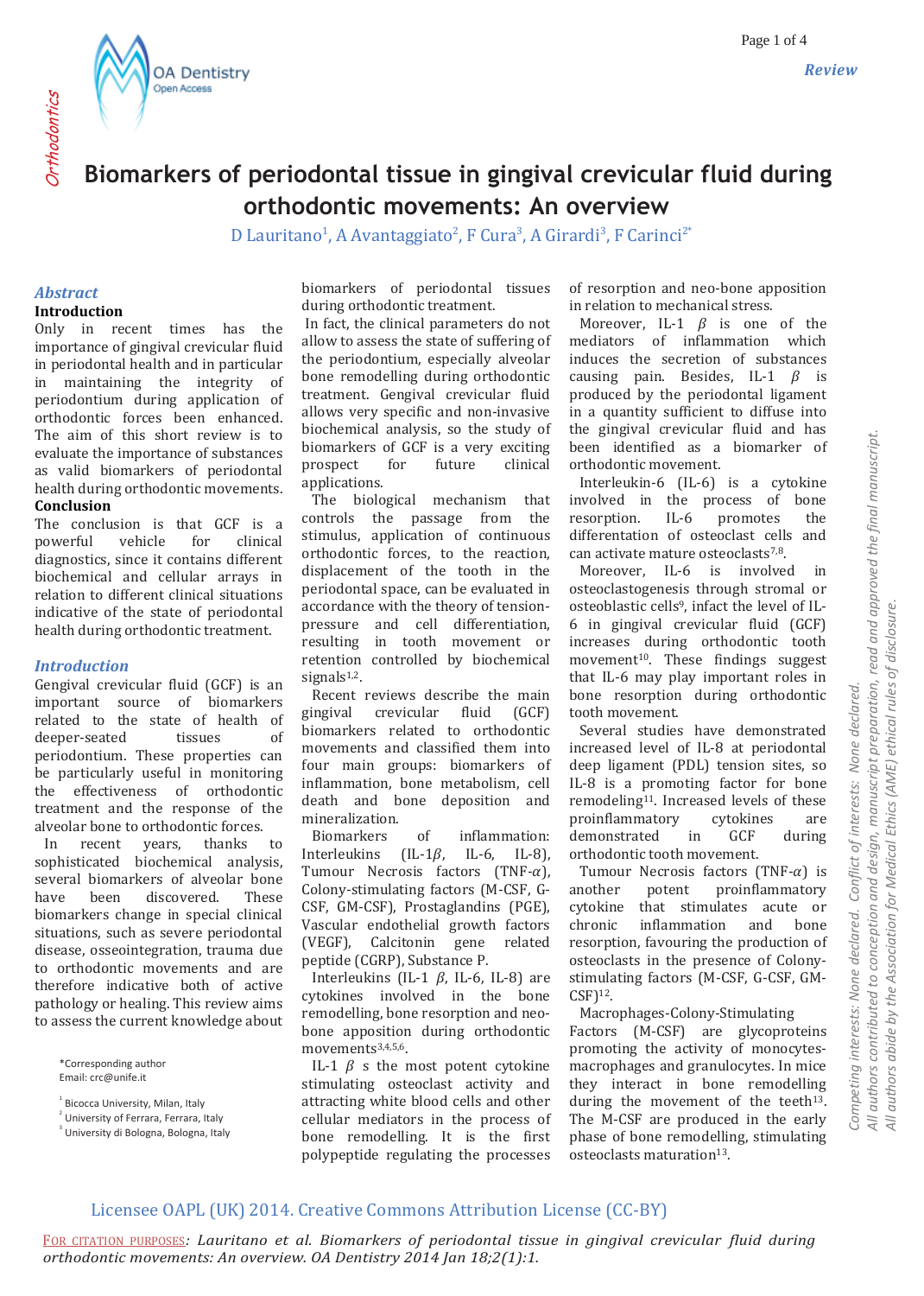# Biomarkers of periodontal tissue in gingival crevicular fluid during orthodontic movements: An overview

D Lauritano[1], A Avantaggiato[2], F Cura[3], A Girardi[3], F Carinci[2*]

## Abstract

**Introduction**

Only in recent times has the importance of gingival crevicular fluid in periodontal health and in particular in maintaining the integrity of periodontium during application of orthodontic forces been enhanced. The aim of this short review is to evaluate the importance of substances as valid biomarkers of periodontal health during orthodontic movements.

**Conclusion**

The conclusion is that GCF is a powerful vehicle for clinical diagnostics, since it contains different biochemical and cellular arrays in relation to different clinical situations indicative of the state of periodontal health during orthodontic treatment.

## Introduction

Gengival crevicular fluid (GCF) is an important source of biomarkers related to the state of health of deeper-seated tissues of periodontium. These properties can be particularly useful in monitoring the effectiveness of orthodontic treatment and the response of the alveolar bone to orthodontic forces.

In recent years, thanks to sophisticated biochemical analysis, several biomarkers of alveolar bone have been discovered. These biomarkers change in special clinical situations, such as severe periodontal disease, osseointegration, trauma due to orthodontic movements and are therefore indicative both of active pathology or healing. This review aims to assess the current knowledge about biomarkers of periodontal tissues during orthodontic treatment.

In fact, the clinical parameters do not allow to assess the state of suffering of the periodontium, especially alveolar bone remodelling during orthodontic treatment. Gengival crevicular fluid allows very specific and non-invasive biochemical analysis, so the study of biomarkers of GCF is a very exciting prospect for future clinical applications.

The biological mechanism that controls the passage from the stimulus, application of continuous orthodontic forces, to the reaction, displacement of the tooth in the periodontal space, can be evaluated in accordance with the theory of tension-pressure and cell differentiation, resulting in tooth movement or retention controlled by biochemical signals[1,2].

Recent reviews describe the main gingival crevicular fluid (GCF) biomarkers related to orthodontic movements and classified them into four main groups: biomarkers of inflammation, bone metabolism, cell death and bone deposition and mineralization.

Biomarkers of inflammation: Interleukins (IL-1$\beta$, IL-6, IL-8), Tumour Necrosis factors (TNF-$\alpha$), Colony-stimulating factors (M-CSF, G-CSF, GM-CSF), Prostaglandins (PGE), Vascular endothelial growth factors (VEGF), Calcitonin gene related peptide (CGRP), Substance P.

Interleukins (IL-1 $\beta$, IL-6, IL-8) are cytokines involved in the bone remodelling, bone resorption and neo-bone apposition during orthodontic movements[3,4,5,6].

IL-1 $\beta$ s the most potent cytokine stimulating osteoclast activity and attracting white blood cells and other cellular mediators in the process of bone remodelling. It is the first polypeptide regulating the processes of resorption and neo-bone apposition in relation to mechanical stress.

Moreover, IL-1 $\beta$ is one of the mediators of inflammation which induces the secretion of substances causing pain. Besides, IL-1 $\beta$ is produced by the periodontal ligament in a quantity sufficient to diffuse into the gingival crevicular fluid and has been identified as a biomarker of orthodontic movement.

Interleukin-6 (IL-6) is a cytokine involved in the process of bone resorption. IL-6 promotes the differentiation of osteoclast cells and can activate mature osteoclasts[7,8].

Moreover, IL-6 is involved in osteoclastogenesis through stromal or osteoblastic cells[9], infact the level of IL-6 in gingival crevicular fluid (GCF) increases during orthodontic tooth movement[10]. These findings suggest that IL-6 may play important roles in bone resorption during orthodontic tooth movement.

Several studies have demonstrated increased level of IL-8 at periodontal deep ligament (PDL) tension sites, so IL-8 is a promoting factor for bone remodeling[11]. Increased levels of these proinflammatory cytokines are demonstrated in GCF during orthodontic tooth movement.

Tumour Necrosis factors (TNF-$\alpha$) is another potent proinflammatory cytokine that stimulates acute or chronic inflammation and bone resorption, favouring the production of osteoclasts in the presence of Colony-stimulating factors (M-CSF, G-CSF, GM-CSF)[12].

Macrophages-Colony-Stimulating Factors (M-CSF) are glycoproteins promoting the activity of monocytes-macrophages and granulocytes. In mice they interact in bone remodelling during the movement of the teeth[13]. The M-CSF are produced in the early phase of bone remodelling, stimulating osteoclasts maturation[13].

*Corresponding author
Email: crc@unife.it

[1] Bicocca University, Milan, Italy
[2] University of Ferrara, Ferrara, Italy
[3] University di Bologna, Bologna, Italy

Competing interests: None declared. Conflict of interests: None declared.
All authors contributed to conception and design, manuscript preparation, read and approved the final manuscript.
All authors abide by the Association for Medical Ethics (AME) ethical rules of disclosure.

Licensee OAPL (UK) 2014. Creative Commons Attribution License (CC-BY)

FOR CITATION PURPOSES: *Lauritano et al. Biomarkers of periodontal tissue in gingival crevicular fluid during orthodontic movements: An overview. OA Dentistry 2014 Jan 18;2(1):1.*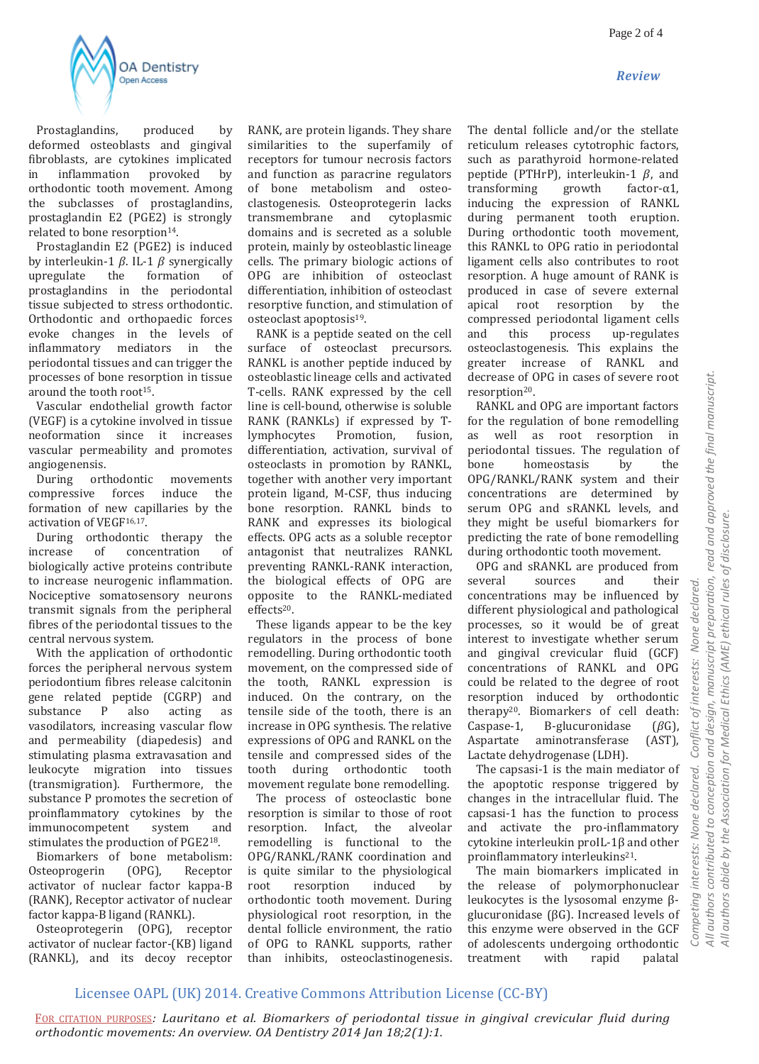Prostaglandins, produced by deformed osteoblasts and gingival fibroblasts, are cytokines implicated in inflammation provoked by orthodontic tooth movement. Among the subclasses of prostaglandins, prostaglandin E2 (PGE2) is strongly related to bone resorption[14].

Prostaglandin E2 (PGE2) is induced by interleukin-1 $\beta$. IL-1 $\beta$ synergically upregulate the formation of prostaglandins in the periodontal tissue subjected to stress orthodontic. Orthodontic and orthopaedic forces evoke changes in the levels of inflammatory mediators in the periodontal tissues and can trigger the processes of bone resorption in tissue around the tooth root[15].

Vascular endothelial growth factor (VEGF) is a cytokine involved in tissue neoformation since it increases vascular permeability and promotes angiogenesis.

During orthodontic movements compressive forces induce the formation of new capillaries by the activation of VEGF[16,17].

During orthodontic therapy the increase of concentration of biologically active proteins contribute to increase neurogenic inflammation. Nociceptive somatosensory neurons transmit signals from the peripheral fibres of the periodontal tissues to the central nervous system.

With the application of orthodontic forces the peripheral nervous system periodontium fibres release calcitonin gene related peptide (CGRP) and substance P also acting as vasodilators, increasing vascular flow and permeability (diapedesis) and stimulating plasma extravasation and leukocyte migration into tissues (transmigration). Furthermore, the substance P promotes the secretion of proinflammatory cytokines by the immunocompetent system and stimulates the production of PGE2[18].

Biomarkers of bone metabolism: Osteoprogerin (OPG), Receptor activator of nuclear factor kappa-B (RANK), Receptor activator of nuclear factor kappa-B ligand (RANKL).

Osteoprotegerin (OPG), receptor activator of nuclear factor-(KB) ligand (RANKL), and its decoy receptor RANK, are protein ligands. They share similarities to the superfamily of receptors for tumour necrosis factors and function as paracrine regulators of bone metabolism and osteoclastogenesis. Osteoprotegerin lacks transmembrane and cytoplasmic domains and is secreted as a soluble protein, mainly by osteoblastic lineage cells. The primary biologic actions of OPG are inhibition of osteoclast differentiation, inhibition of osteoclast resorptive function, and stimulation of osteoclast apoptosis[19].

RANK is a peptide seated on the cell surface of osteoclast precursors. RANKL is another peptide induced by osteoblastic lineage cells and activated T-cells. RANK expressed by the cell line is cell-bound, otherwise is soluble RANK (RANKLs) if expressed by T-lymphocytes Promotion, fusion, differentiation, activation, survival of osteoclasts in promotion by RANKL, together with another very important protein ligand, M-CSF, thus inducing bone resorption. RANKL binds to RANK and expresses its biological effects. OPG acts as a soluble receptor antagonist that neutralizes RANKL preventing RANKL-RANK interaction, the biological effects of OPG are opposite to the RANKL-mediated effects[20].

These ligands appear to be the key regulators in the process of bone remodelling. During orthodontic tooth movement, on the compressed side of the tooth, RANKL expression is induced. On the contrary, on the tensile side of the tooth, there is an increase in OPG synthesis. The relative expressions of OPG and RANKL on the tensile and compressed sides of the tooth during orthodontic tooth movement regulate bone remodelling.

The process of osteoclastic bone resorption is similar to those of root resorption. Infact, the alveolar remodelling is functional to the OPG/RANKL/RANK coordination and is quite similar to the physiological root resorption induced by orthodontic tooth movement. During physiological root resorption, in the dental follicle environment, the ratio of OPG to RANKL supports, rather than inhibits, osteoclastinogenesis. The dental follicle and/or the stellate reticulum releases cytotrophic factors, such as parathyroid hormone-related peptide (PTHrP), interleukin-1 $\beta$, and transforming growth factor-$\alpha$1, inducing the expression of RANKL during permanent tooth eruption. During orthodontic tooth movement, this RANKL to OPG ratio in periodontal ligament cells also contributes to root resorption. A huge amount of RANK is produced in case of severe external apical root resorption by the compressed periodontal ligament cells and this process up-regulates osteoclastogenesis. This explains the greater increase of RANKL and decrease of OPG in cases of severe root resorption[20].

RANKL and OPG are important factors for the regulation of bone remodelling as well as root resorption in periodontal tissues. The regulation of bone homeostasis by the OPG/RANKL/RANK system and their concentrations are determined by serum OPG and sRANKL levels, and they might be useful biomarkers for predicting the rate of bone remodelling during orthodontic tooth movement.

OPG and sRANKL are produced from several sources and their concentrations may be influenced by different physiological and pathological processes, so it would be of great interest to investigate whether serum and gingival crevicular fluid (GCF) concentrations of RANKL and OPG could be related to the degree of root resorption induced by orthodontic therapy[20]. Biomarkers of cell death: Caspase-1, B-glucuronidase ($\beta$G), Aspartate aminotransferase (AST), Lactate dehydrogenase (LDH).

The capsasi-1 is the main mediator of the apoptotic response triggered by changes in the intracellular fluid. The capsasi-1 has the function to process and activate the pro-inflammatory cytokine interleukin proIL-1β and other proinflammatory interleukins[21].

The main biomarkers implicated in the release of polymorphonuclear leukocytes is the lysosomal enzyme β-glucuronidase (βG). Increased levels of this enzyme were observed in the GCF of adolescents undergoing orthodontic treatment with rapid palatal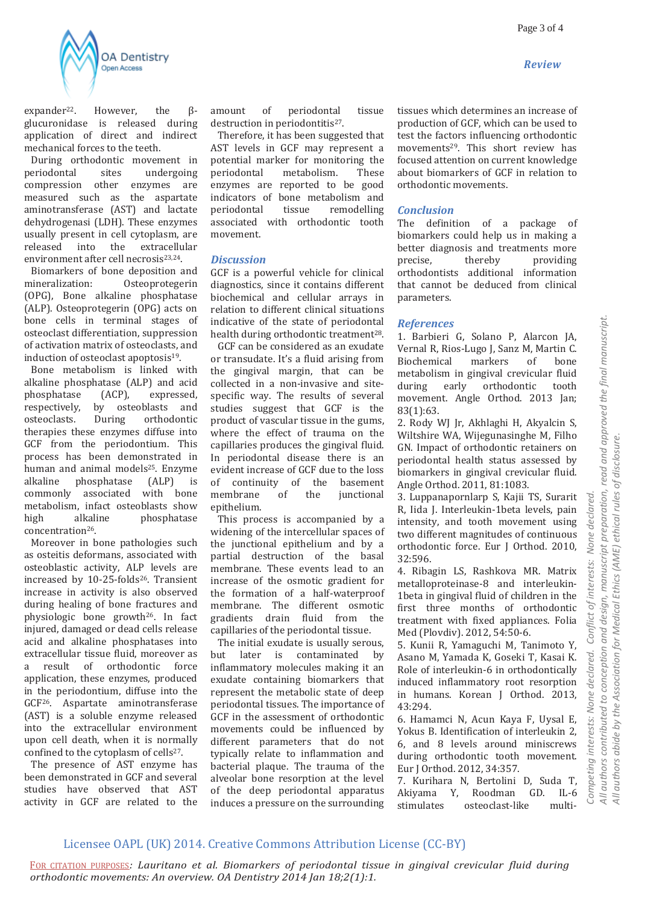expander[22]. However, the β-glucuronidase is released during application of direct and indirect mechanical forces to the teeth.

During orthodontic movement in periodontal sites undergoing compression other enzymes are measured such as the aspartate aminotransferase (AST) and lactate dehydrogenasi (LDH). These enzymes usually present in cell cytoplasm, are released into the extracellular environment after cell necrosis[23,24].

Biomarkers of bone deposition and mineralization: Osteoprotegerin (OPG), Bone alkaline phosphatase (ALP). Osteoprotegerin (OPG) acts on bone cells in terminal stages of osteoclast differentiation, suppression of activation matrix of osteoclasts, and induction of osteoclast apoptosis[19].

Bone metabolism is linked with alkaline phosphatase (ALP) and acid phosphatase (ACP), expressed, respectively, by osteoblasts and osteoclasts. During orthodontic therapies these enzymes diffuse into GCF from the periodontium. This process has been demonstrated in human and animal models[25]. Enzyme alkaline phosphatase (ALP) is commonly associated with bone metabolism, infact osteoblasts show high alkaline phosphatase concentration[26].

Moreover in bone pathologies such as osteitis deformans, associated with osteoblastic activity, ALP levels are increased by 10-25-folds[26]. Transient increase in activity is also observed during healing of bone fractures and physiologic bone growth[26]. In fact injured, damaged or dead cells release acid and alkaline phosphatases into extracellular tissue fluid, moreover as a result of orthodontic force application, these enzymes, produced in the periodontium, diffuse into the GCF[26]. Aspartate aminotransferase (AST) is a soluble enzyme released into the extracellular environment upon cell death, when it is normally confined to the cytoplasm of cells[27].

The presence of AST enzyme has been demonstrated in GCF and several studies have observed that AST activity in GCF are related to the amount of periodontal tissue destruction in periodontitis[27].

Therefore, it has been suggested that AST levels in GCF may represent a potential marker for monitoring the periodontal metabolism. These enzymes are reported to be good indicators of bone metabolism and periodontal tissue remodelling associated with orthodontic tooth movement.

## Discussion

GCF is a powerful vehicle for clinical diagnostics, since it contains different biochemical and cellular arrays in relation to different clinical situations indicative of the state of periodontal health during orthodontic treatment[28].

GCF can be considered as an exudate or transudate. It's a fluid arising from the gingival margin, that can be collected in a non-invasive and site-specific way. The results of several studies suggest that GCF is the product of vascular tissue in the gums, where the effect of trauma on the capillaries produces the gingival fluid. In periodontal disease there is an evident increase of GCF due to the loss of continuity of the basement membrane of the junctional epithelium.

This process is accompanied by a widening of the intercellular spaces of the junctional epithelium and by a partial destruction of the basal membrane. These events lead to an increase of the osmotic gradient for the formation of a half-waterproof membrane. The different osmotic gradients drain fluid from the capillaries of the periodontal tissue.

The initial exudate is usually serous, but later is contaminated by inflammatory molecules making it an exudate containing biomarkers that represent the metabolic state of deep periodontal tissues. The importance of GCF in the assessment of orthodontic movements could be influenced by different parameters that do not typically relate to inflammation and bacterial plaque. The trauma of the alveolar bone resorption at the level of the deep periodontal apparatus induces a pressure on the surrounding tissues which determines an increase of production of GCF, which can be used to test the factors influencing orthodontic movements[29]. This short review has focused attention on current knowledge about biomarkers of GCF in relation to orthodontic movements.

## Conclusion

The definition of a package of biomarkers could help us in making a better diagnosis and treatments more precise, thereby providing orthodontists additional information that cannot be deduced from clinical parameters.

## References

1. Barbieri G, Solano P, Alarcon JA, Vernal R, Rios-Lugo J, Sanz M, Martin C. Biochemical markers of bone metabolism in gingival crevicular fluid during early orthodontic tooth movement. Angle Orthod. 2013 Jan; 83(1):63.
2. Rody WJ Jr, Akhlaghi H, Akyalcin S, Wiltshire WA, Wijegunasinghe M, Filho GN. Impact of orthodontic retainers on periodontal health status assessed by biomarkers in gingival crevicular fluid. Angle Orthod. 2011, 81:1083.
3. Luppanapornlarp S, Kajii TS, Surarit R, Iida J. Interleukin-1beta levels, pain intensity, and tooth movement using two different magnitudes of continuous orthodontic force. Eur J Orthod. 2010, 32:596.
4. Ribagin LS, Rashkova MR. Matrix metalloproteinase-8 and interleukin-1beta in gingival fluid of children in the first three months of orthodontic treatment with fixed appliances. Folia Med (Plovdiv). 2012, 54:50-6.
5. Kunii R, Yamaguchi M, Tanimoto Y, Asano M, Yamada K, Goseki T, Kasai K. Role of interleukin-6 in orthodontically induced inflammatory root resorption in humans. Korean J Orthod. 2013, 43:294.
6. Hamamci N, Acun Kaya F, Uysal E, Yokus B. Identification of interleukin 2, 6, and 8 levels around miniscrews during orthodontic tooth movement. Eur J Orthod. 2012, 34:357.
7. Kurihara N, Bertolini D, Suda T, Akiyama Y, Roodman GD. IL-6 stimulates osteoclast-like multi-

Competing interests: None declared. Conflict of interests: None declared.
All authors contributed to conception and design, manuscript preparation, read and approved the final manuscript.
All authors abide by the Association for Medical Ethics (AME) ethical rules of disclosure.

Licensee OAPL (UK) 2014. Creative Commons Attribution License (CC-BY)

For citation purposes: *Lauritano et al. Biomarkers of periodontal tissue in gingival crevicular fluid during orthodontic movements: An overview. OA Dentistry 2014 Jan 18;2(1):1.*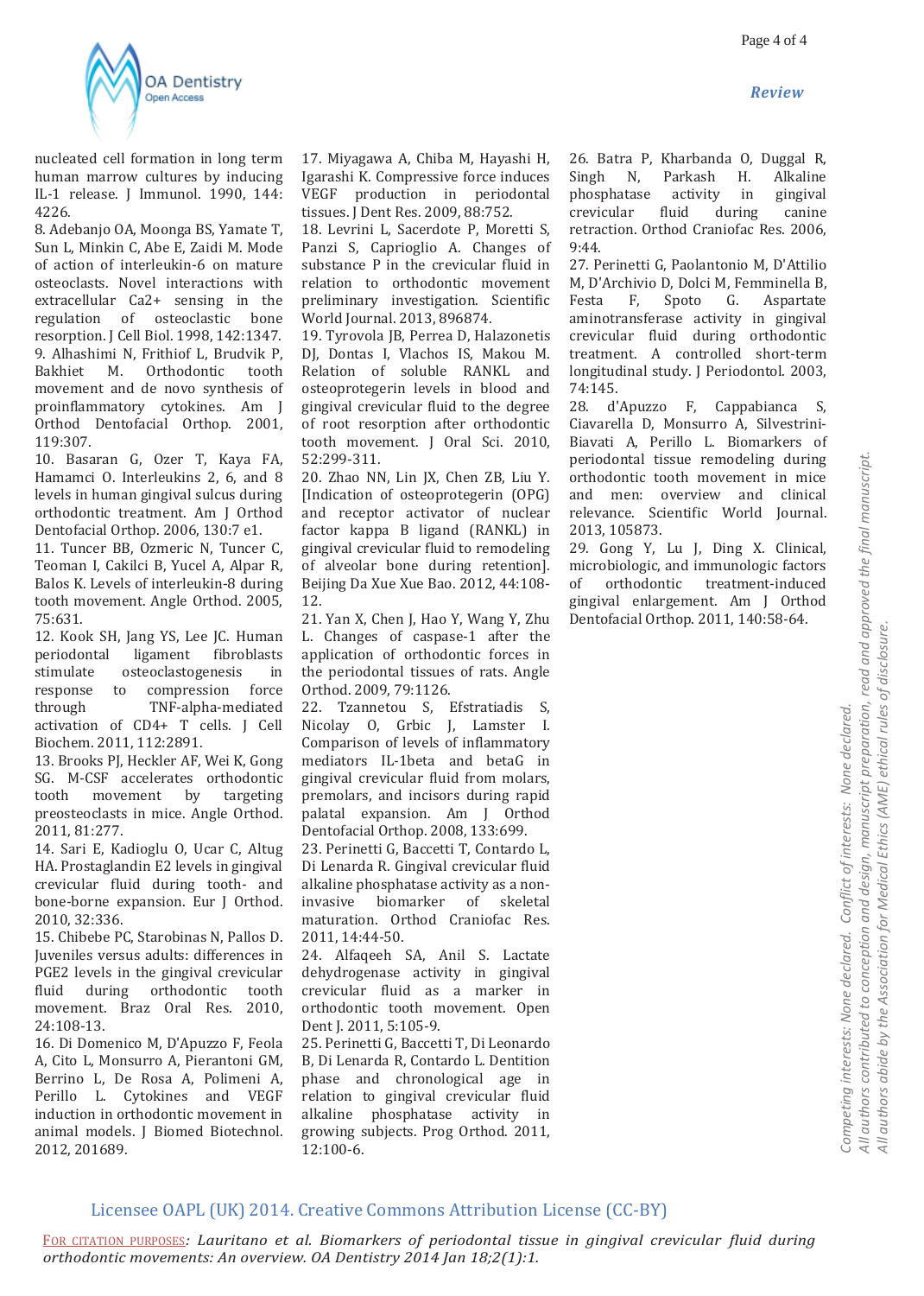nucleated cell formation in long term human marrow cultures by inducing IL-1 release. J Immunol. 1990, 144: 4226.

8. Adebanjo OA, Moonga BS, Yamate T, Sun L, Minkin C, Abe E, Zaidi M. Mode of action of interleukin-6 on mature osteoclasts. Novel interactions with extracellular Ca2+ sensing in the regulation of osteoclastic bone resorption. J Cell Biol. 1998, 142:1347.

9. Alhashimi N, Frithiof L, Brudvik P, Bakhiet M. Orthodontic tooth movement and de novo synthesis of proinflammatory cytokines. Am J Orthod Dentofacial Orthop. 2001, 119:307.

10. Basaran G, Ozer T, Kaya FA, Hamamci O. Interleukins 2, 6, and 8 levels in human gingival sulcus during orthodontic treatment. Am J Orthod Dentofacial Orthop. 2006, 130:7 e1.

11. Tuncer BB, Ozmeric N, Tuncer C, Teoman I, Cakilci B, Yucel A, Alpar R, Balos K. Levels of interleukin-8 during tooth movement. Angle Orthod. 2005, 75:631.

12. Kook SH, Jang YS, Lee JC. Human periodontal ligament fibroblasts stimulate osteoclastogenesis in response to compression force through TNF-alpha-mediated activation of CD4+ T cells. J Cell Biochem. 2011, 112:2891.

13. Brooks PJ, Heckler AF, Wei K, Gong SG. M-CSF accelerates orthodontic tooth movement by targeting preosteoclasts in mice. Angle Orthod. 2011, 81:277.

14. Sari E, Kadioglu O, Ucar C, Altug HA. Prostaglandin E2 levels in gingival crevicular fluid during tooth- and bone-borne expansion. Eur J Orthod. 2010, 32:336.

15. Chibebe PC, Starobinas N, Pallos D. Juveniles versus adults: differences in PGE2 levels in the gingival crevicular fluid during orthodontic tooth movement. Braz Oral Res. 2010, 24:108-13.

16. Di Domenico M, D'Apuzzo F, Feola A, Cito L, Monsurro A, Pierantoni GM, Berrino L, De Rosa A, Polimeni A, Perillo L. Cytokines and VEGF induction in orthodontic movement in animal models. J Biomed Biotechnol. 2012, 201689.

17. Miyagawa A, Chiba M, Hayashi H, Igarashi K. Compressive force induces VEGF production in periodontal tissues. J Dent Res. 2009, 88:752.

18. Levrini L, Sacerdote P, Moretti S, Panzi S, Caprioglio A. Changes of substance P in the crevicular fluid in relation to orthodontic movement preliminary investigation. Scientific World Journal. 2013, 896874.

19. Tyrovola JB, Perrea D, Halazonetis DJ, Dontas I, Vlachos IS, Makou M. Relation of soluble RANKL and osteoprotegerin levels in blood and gingival crevicular fluid to the degree of root resorption after orthodontic tooth movement. J Oral Sci. 2010, 52:299-311.

20. Zhao NN, Lin JX, Chen ZB, Liu Y. [Indication of osteoprotegerin (OPG) and receptor activator of nuclear factor kappa B ligand (RANKL) in gingival crevicular fluid to remodeling of alveolar bone during retention]. Beijing Da Xue Xue Bao. 2012, 44:108-12.

21. Yan X, Chen J, Hao Y, Wang Y, Zhu L. Changes of caspase-1 after the application of orthodontic forces in the periodontal tissues of rats. Angle Orthod. 2009, 79:1126.

22. Tzannetou S, Efstratiadis S, Nicolay O, Grbic J, Lamster I. Comparison of levels of inflammatory mediators IL-1beta and betaG in gingival crevicular fluid from molars, premolars, and incisors during rapid palatal expansion. Am J Orthod Dentofacial Orthop. 2008, 133:699.

23. Perinetti G, Baccetti T, Contardo L, Di Lenarda R. Gingival crevicular fluid alkaline phosphatase activity as a non-invasive biomarker of skeletal maturation. Orthod Craniofac Res. 2011, 14:44-50.

24. Alfaqeeh SA, Anil S. Lactate dehydrogenase activity in gingival crevicular fluid as a marker in orthodontic tooth movement. Open Dent J. 2011, 5:105-9.

25. Perinetti G, Baccetti T, Di Leonardo B, Di Lenarda R, Contardo L. Dentition phase and chronological age in relation to gingival crevicular fluid alkaline phosphatase activity in growing subjects. Prog Orthod. 2011, 12:100-6.

26. Batra P, Kharbanda O, Duggal R, Singh N, Parkash H. Alkaline phosphatase activity in gingival crevicular fluid during canine retraction. Orthod Craniofac Res. 2006, 9:44.

27. Perinetti G, Paolantonio M, D'Attilio M, D'Archivio D, Dolci M, Femminella B, Festa F, Spoto G. Aspartate aminotransferase activity in gingival crevicular fluid during orthodontic treatment. A controlled short-term longitudinal study. J Periodontol. 2003, 74:145.

28. d'Apuzzo F, Cappabianca S, Ciavarella D, Monsurro A, Silvestrini-Biavati A, Perillo L. Biomarkers of periodontal tissue remodeling during orthodontic tooth movement in mice and men: overview and clinical relevance. Scientific World Journal. 2013, 105873.

29. Gong Y, Lu J, Ding X. Clinical, microbiologic, and immunologic factors of orthodontic treatment-induced gingival enlargement. Am J Orthod Dentofacial Orthop. 2011, 140:58-64.

Competing interests: None declared. Conflict of interests: None declared.
All authors contributed to conception and design, manuscript preparation, read and approved the final manuscript.
All authors abide by the Association for Medical Ethics (AME) ethical rules of disclosure.

Licensee OAPL (UK) 2014. Creative Commons Attribution License (CC-BY)

FOR CITATION PURPOSES: *Lauritano et al. Biomarkers of periodontal tissue in gingival crevicular fluid during orthodontic movements: An overview. OA Dentistry 2014 Jan 18;2(1):1.*